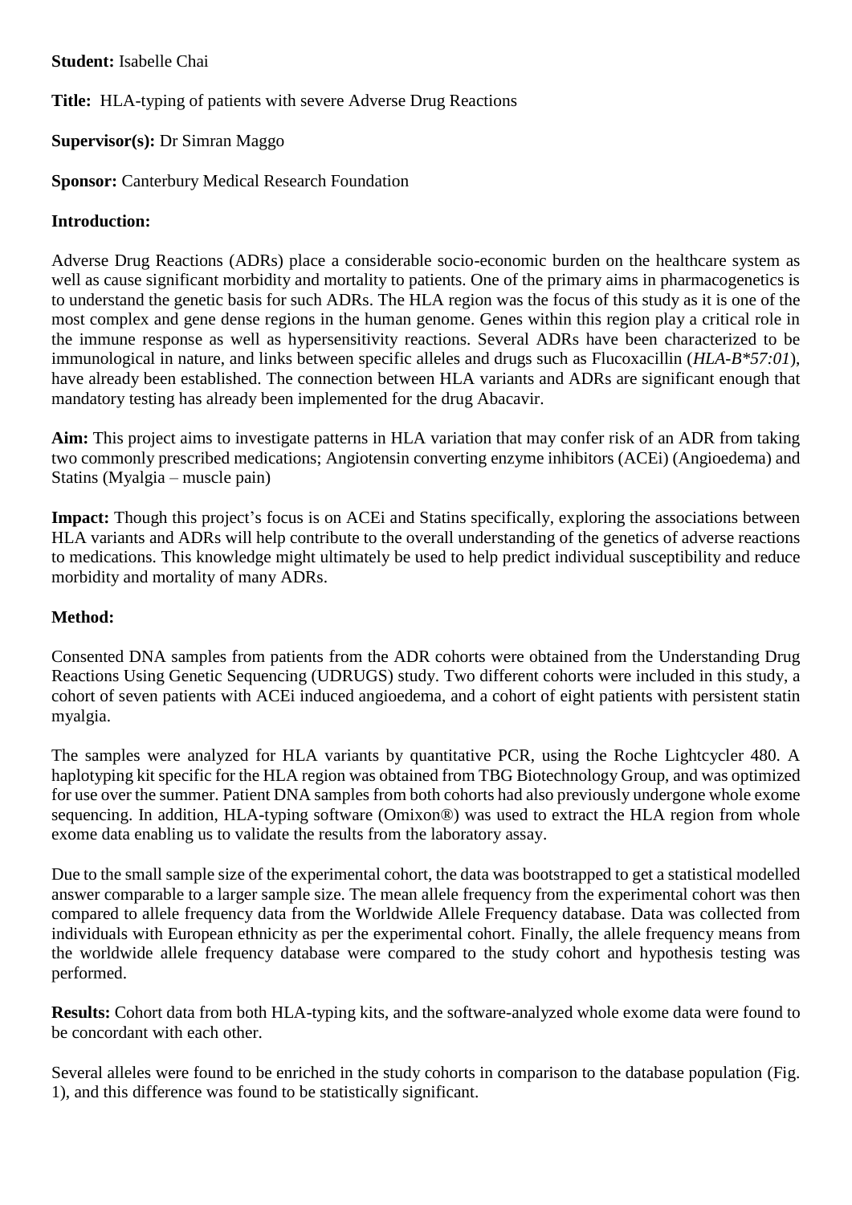**Student:** Isabelle Chai

**Title:** HLA-typing of patients with severe Adverse Drug Reactions

**Supervisor(s):** Dr Simran Maggo

**Sponsor:** Canterbury Medical Research Foundation

**Introduction:**

Adverse Drug Reactions (ADRs) place a considerable socio-economic burden on the healthcare system as well as cause significant morbidity and mortality to patients. One of the primary aims in pharmacogenetics is to understand the genetic basis for such ADRs. The HLA region was the focus of this study as it is one of the most complex and gene dense regions in the human genome. Genes within this region play a critical role in the immune response as well as hypersensitivity reactions. Several ADRs have been characterized to be immunological in nature, and links between specific alleles and drugs such as Flucoxacillin (*HLA-B*57:01*), have already been established. The connection between HLA variants and ADRs are significant enough that mandatory testing has already been implemented for the drug Abacavir.

**Aim:** This project aims to investigate patterns in HLA variation that may confer risk of an ADR from taking two commonly prescribed medications; Angiotensin converting enzyme inhibitors (ACEi) (Angioedema) and Statins (Myalgia – muscle pain)

**Impact:** Though this project's focus is on ACEi and Statins specifically, exploring the associations between HLA variants and ADRs will help contribute to the overall understanding of the genetics of adverse reactions to medications. This knowledge might ultimately be used to help predict individual susceptibility and reduce morbidity and mortality of many ADRs.

**Method:**

Consented DNA samples from patients from the ADR cohorts were obtained from the Understanding Drug Reactions Using Genetic Sequencing (UDRUGS) study. Two different cohorts were included in this study, a cohort of seven patients with ACEi induced angioedema, and a cohort of eight patients with persistent statin myalgia.

The samples were analyzed for HLA variants by quantitative PCR, using the Roche Lightcycler 480. A haplotyping kit specific for the HLA region was obtained from TBG Biotechnology Group, and was optimized for use over the summer. Patient DNA samples from both cohorts had also previously undergone whole exome sequencing. In addition, HLA-typing software (Omixon®) was used to extract the HLA region from whole exome data enabling us to validate the results from the laboratory assay.

Due to the small sample size of the experimental cohort, the data was bootstrapped to get a statistical modelled answer comparable to a larger sample size. The mean allele frequency from the experimental cohort was then compared to allele frequency data from the Worldwide Allele Frequency database. Data was collected from individuals with European ethnicity as per the experimental cohort. Finally, the allele frequency means from the worldwide allele frequency database were compared to the study cohort and hypothesis testing was performed.

**Results:** Cohort data from both HLA-typing kits, and the software-analyzed whole exome data were found to be concordant with each other.

Several alleles were found to be enriched in the study cohorts in comparison to the database population (Fig. 1), and this difference was found to be statistically significant.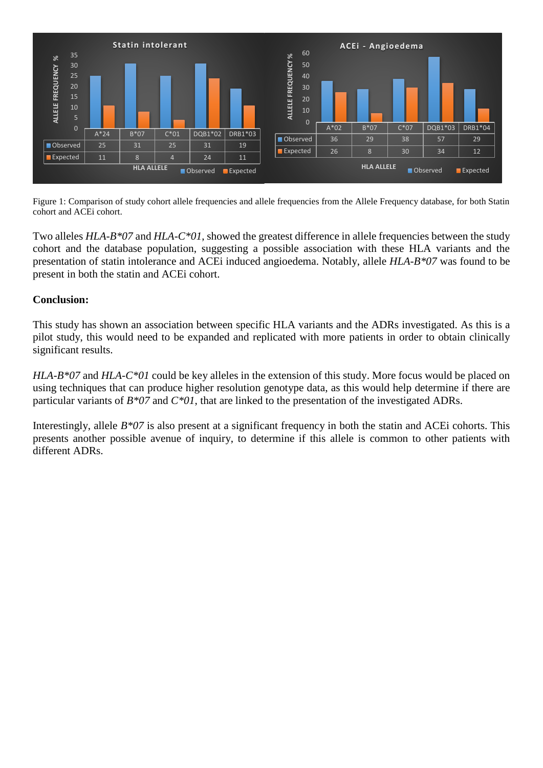Statin intolerant

ALLELE FREQUENCY %

35
30
25
20
15
10
5
0

A*24
B*07
C*01
DQB1*02
DRB1*03

Observed
25
31
25
31
19

Expected
11
8
4
24
11

HLA ALLELE

Observed
Expected

ACEi - Angioedema

ALLELE FREQUENCY %

60
50
40
30
20
10
0

A*02
B*07
C*07
DQB1*03
DRB1*04

Observed
36
29
38
57
29

Expected
26
8
30
34
12

HLA ALLELE

Observed
Expected

Figure 1: Comparison of study cohort allele frequencies and allele frequencies from the Allele Frequency database, for both Statin cohort and ACEi cohort.

Two alleles *HLA-B*07* and *HLA-C*01*, showed the greatest difference in allele frequencies between the study cohort and the database population, suggesting a possible association with these HLA variants and the presentation of statin intolerance and ACEi induced angioedema. Notably, allele *HLA-B*07* was found to be present in both the statin and ACEi cohort.

**Conclusion:**

This study has shown an association between specific HLA variants and the ADRs investigated. As this is a pilot study, this would need to be expanded and replicated with more patients in order to obtain clinically significant results.

*HLA-B*07* and *HLA-C*01* could be key alleles in the extension of this study. More focus would be placed on using techniques that can produce higher resolution genotype data, as this would help determine if there are particular variants of *B*07* and *C*01*, that are linked to the presentation of the investigated ADRs.

Interestingly, allele *B*07* is also present at a significant frequency in both the statin and ACEi cohorts. This presents another possible avenue of inquiry, to determine if this allele is common to other patients with different ADRs.